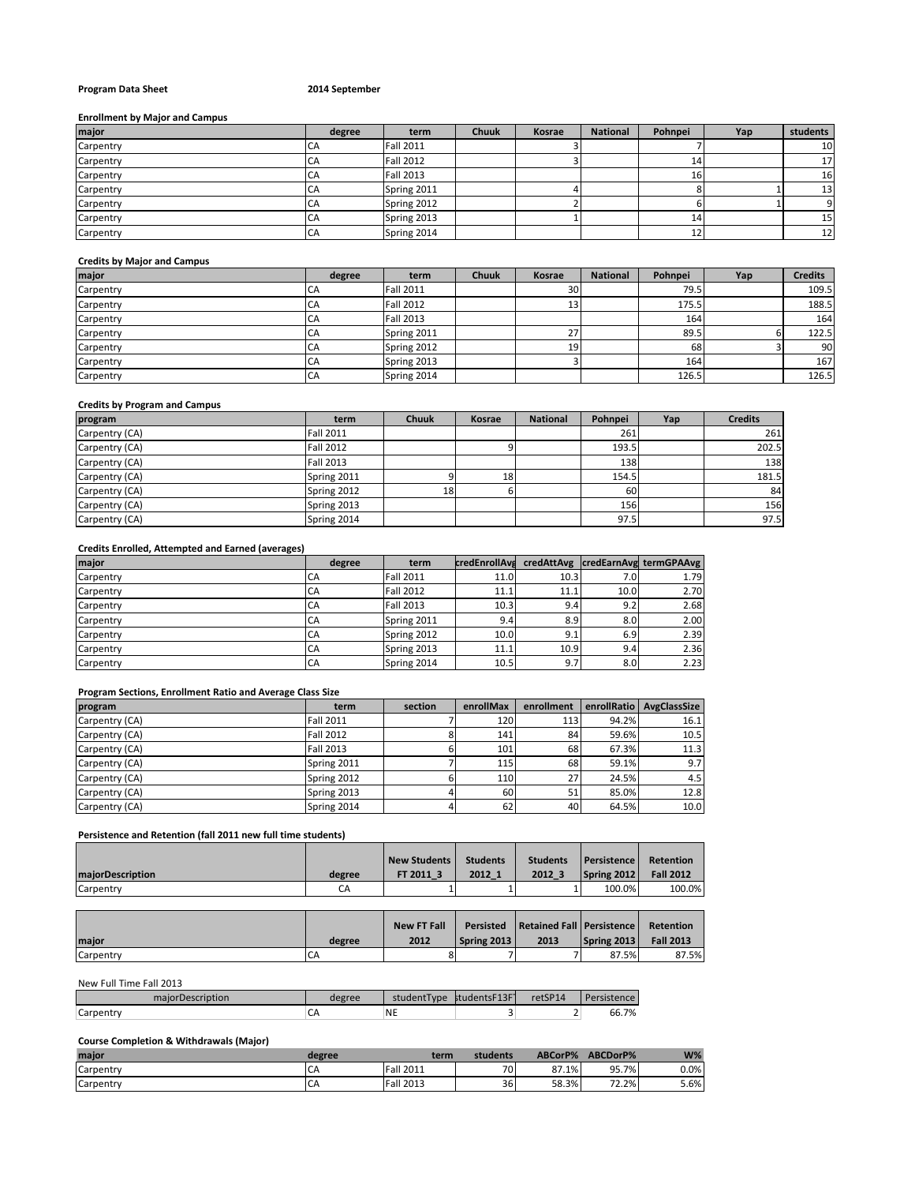**Program Data Sheet** **2014 September**

### Enrollment by Major and Campus

| major | degree | term | Chuuk | Kosrae | National | Pohnpei | Yap | students |
|---|---|---|---|---|---|---|---|---|
| Carpentry | CA | Fall 2011 | | 3 | | 7 | | 10 |
| Carpentry | CA | Fall 2012 | | 3 | | 14 | | 17 |
| Carpentry | CA | Fall 2013 | | | | 16 | | 16 |
| Carpentry | CA | Spring 2011 | | 4 | | 8 | 1 | 13 |
| Carpentry | CA | Spring 2012 | | 2 | | 6 | 1 | 9 |
| Carpentry | CA | Spring 2013 | | 1 | | 14 | | 15 |
| Carpentry | CA | Spring 2014 | | | | 12 | | 12 |

### Credits by Major and Campus

| major | degree | term | Chuuk | Kosrae | National | Pohnpei | Yap | Credits |
|---|---|---|---|---|---|---|---|---|
| Carpentry | CA | Fall 2011 | | 30 | | 79.5 | | 109.5 |
| Carpentry | CA | Fall 2012 | | 13 | | 175.5 | | 188.5 |
| Carpentry | CA | Fall 2013 | | | | 164 | | 164 |
| Carpentry | CA | Spring 2011 | | 27 | | 89.5 | 6 | 122.5 |
| Carpentry | CA | Spring 2012 | | 19 | | 68 | 3 | 90 |
| Carpentry | CA | Spring 2013 | | 3 | | 164 | | 167 |
| Carpentry | CA | Spring 2014 | | | | 126.5 | | 126.5 |

### Credits by Program and Campus

| program | term | Chuuk | Kosrae | National | Pohnpei | Yap | Credits |
|---|---|---|---|---|---|---|---|
| Carpentry (CA) | Fall 2011 | | | | 261 | | 261 |
| Carpentry (CA) | Fall 2012 | | 9 | | 193.5 | | 202.5 |
| Carpentry (CA) | Fall 2013 | | | | 138 | | 138 |
| Carpentry (CA) | Spring 2011 | 9 | 18 | | 154.5 | | 181.5 |
| Carpentry (CA) | Spring 2012 | 18 | 6 | | 60 | | 84 |
| Carpentry (CA) | Spring 2013 | | | | 156 | | 156 |
| Carpentry (CA) | Spring 2014 | | | | 97.5 | | 97.5 |

### Credits Enrolled, Attempted and Earned (averages)

| major | degree | term | credEnrollAvg | credAttAvg | credEarnAvg | termGPAAvg |
|---|---|---|---|---|---|---|
| Carpentry | CA | Fall 2011 | 11.0 | 10.3 | 7.0 | 1.79 |
| Carpentry | CA | Fall 2012 | 11.1 | 11.1 | 10.0 | 2.70 |
| Carpentry | CA | Fall 2013 | 10.3 | 9.4 | 9.2 | 2.68 |
| Carpentry | CA | Spring 2011 | 9.4 | 8.9 | 8.0 | 2.00 |
| Carpentry | CA | Spring 2012 | 10.0 | 9.1 | 6.9 | 2.39 |
| Carpentry | CA | Spring 2013 | 11.1 | 10.9 | 9.4 | 2.36 |
| Carpentry | CA | Spring 2014 | 10.5 | 9.7 | 8.0 | 2.23 |

### Program Sections, Enrollment Ratio and Average Class Size

| program | term | section | enrollMax | enrollment | enrollRatio | AvgClassSize |
|---|---|---|---|---|---|---|
| Carpentry (CA) | Fall 2011 | 7 | 120 | 113 | 94.2% | 16.1 |
| Carpentry (CA) | Fall 2012 | 8 | 141 | 84 | 59.6% | 10.5 |
| Carpentry (CA) | Fall 2013 | 6 | 101 | 68 | 67.3% | 11.3 |
| Carpentry (CA) | Spring 2011 | 7 | 115 | 68 | 59.1% | 9.7 |
| Carpentry (CA) | Spring 2012 | 6 | 110 | 27 | 24.5% | 4.5 |
| Carpentry (CA) | Spring 2013 | 4 | 60 | 51 | 85.0% | 12.8 |
| Carpentry (CA) | Spring 2014 | 4 | 62 | 40 | 64.5% | 10.0 |

### Persistence and Retention (fall 2011 new full time students)

| majorDescription | degree | New Students FT 2011_3 | Students 2012_1 | Students 2012_3 | Persistence Spring 2012 | Retention Fall 2012 |
|---|---|---|---|---|---|---|
| Carpentry | CA | 1 | 1 | 1 | 100.0% | 100.0% |

| major | degree | New FT Fall 2012 | Persisted Spring 2013 | Retained Fall 2013 | Persistence Spring 2013 | Retention Fall 2013 |
|---|---|---|---|---|---|---|
| Carpentry | CA | 8 | 7 | 7 | 87.5% | 87.5% |

New Full Time Fall 2013

| majorDescription | degree | studentType | studentsF13FT | retSP14 | Persistence |
|---|---|---|---|---|---|
| Carpentry | CA | NE | 3 | 2 | 66.7% |

### Course Completion & Withdrawals (Major)

| major | degree | term | students | ABCorP% | ABCDorP% | W% |
|---|---|---|---|---|---|---|
| Carpentry | CA | Fall 2011 | 70 | 87.1% | 95.7% | 0.0% |
| Carpentry | CA | Fall 2013 | 36 | 58.3% | 72.2% | 5.6% |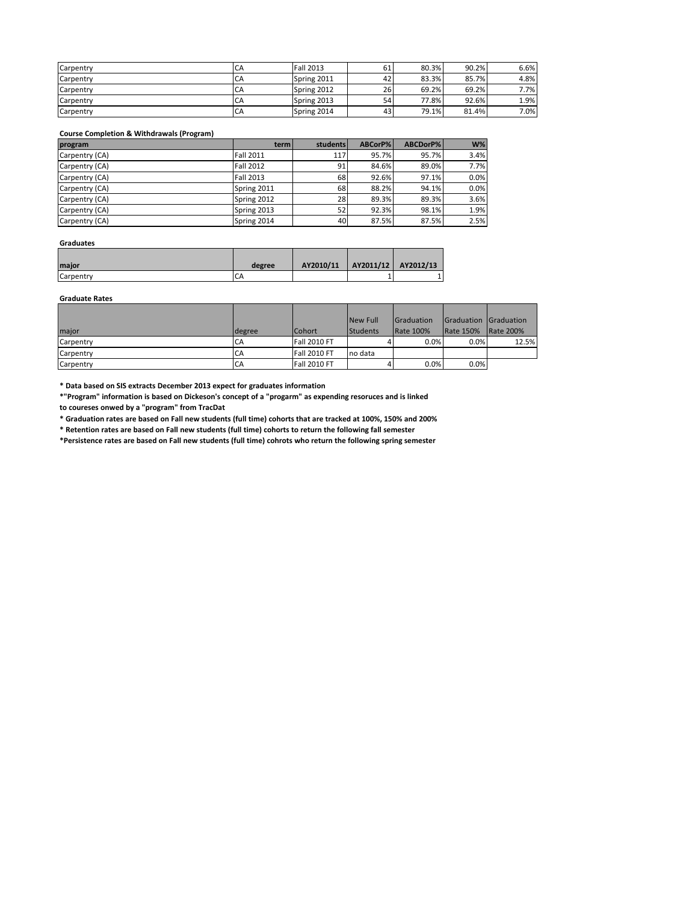| | | | | | | |
|---|---|---|---|---|---|---|
| Carpentry | CA | Fall 2013 | 61 | 80.3% | 90.2% | 6.6% |
| Carpentry | CA | Spring 2011 | 42 | 83.3% | 85.7% | 4.8% |
| Carpentry | CA | Spring 2012 | 26 | 69.2% | 69.2% | 7.7% |
| Carpentry | CA | Spring 2013 | 54 | 77.8% | 92.6% | 1.9% |
| Carpentry | CA | Spring 2014 | 43 | 79.1% | 81.4% | 7.0% |

**Course Completion & Withdrawals (Program)**

| program | term | students | ABCorP% | ABCDorP% | W% |
|---|---|---|---|---|---|
| Carpentry (CA) | Fall 2011 | 117 | 95.7% | 95.7% | 3.4% |
| Carpentry (CA) | Fall 2012 | 91 | 84.6% | 89.0% | 7.7% |
| Carpentry (CA) | Fall 2013 | 68 | 92.6% | 97.1% | 0.0% |
| Carpentry (CA) | Spring 2011 | 68 | 88.2% | 94.1% | 0.0% |
| Carpentry (CA) | Spring 2012 | 28 | 89.3% | 89.3% | 3.6% |
| Carpentry (CA) | Spring 2013 | 52 | 92.3% | 98.1% | 1.9% |
| Carpentry (CA) | Spring 2014 | 40 | 87.5% | 87.5% | 2.5% |

**Graduates**

| major | degree | AY2010/11 | AY2011/12 | AY2012/13 |
|---|---|---|---|---|
| Carpentry | CA | | 1 | 1 |

**Graduate Rates**

| major | degree | Cohort | New Full Students | Graduation Rate 100% | Graduation Rate 150% | Graduation Rate 200% |
|---|---|---|---|---|---|---|
| Carpentry | CA | Fall 2010 FT | 4 | 0.0% | 0.0% | 12.5% |
| Carpentry | CA | Fall 2010 FT | no data | | | |
| Carpentry | CA | Fall 2010 FT | 4 | 0.0% | 0.0% | |

**\* Data based on SIS extracts December 2013 expect for graduates information**

**\*"Program" information is based on Dickeson's concept of a "progarm" as expending resoruces and is linked to coureses onwed by a "program" from TracDat**

**\* Graduation rates are based on Fall new students (full time) cohorts that are tracked at 100%, 150% and 200%**

**\* Retention rates are based on Fall new students (full time) cohorts to return the following fall semester**

**\*Persistence rates are based on Fall new students (full time) cohrots who return the following spring semester**